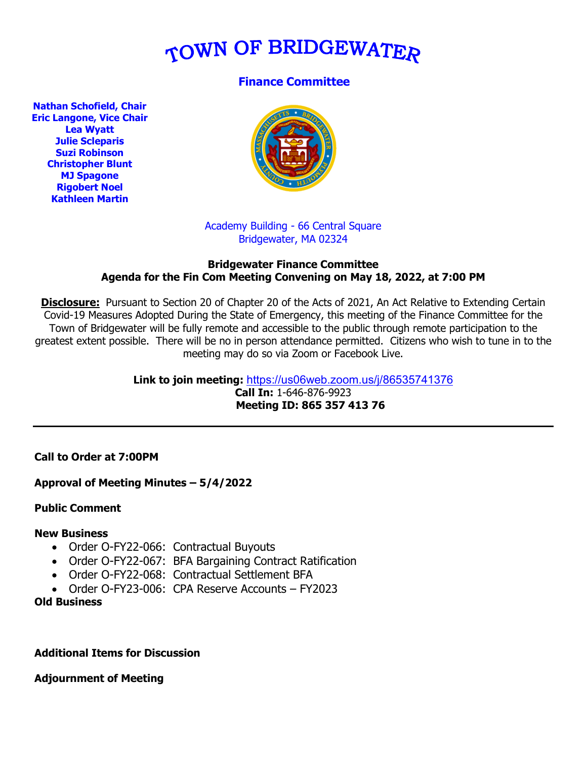# TOWN OF BRIDGEWATER

## Finance Committee

**Nathan Schofield, Chair**
**Eric Langone, Vice Chair**
**Lea Wyatt**
**Julie Scleparis**
**Suzi Robinson**
**Christopher Blunt**
**MJ Spagone**
**Rigobert Noel**
**Kathleen Martin**

Academy Building - 66 Central Square
Bridgewater, MA 02324

**Bridgewater Finance Committee**
**Agenda for the Fin Com Meeting Convening on May 18, 2022, at 7:00 PM**

**Disclosure:** Pursuant to Section 20 of Chapter 20 of the Acts of 2021, An Act Relative to Extending Certain Covid-19 Measures Adopted During the State of Emergency, this meeting of the Finance Committee for the Town of Bridgewater will be fully remote and accessible to the public through remote participation to the greatest extent possible. There will be no in person attendance permitted. Citizens who wish to tune in to the meeting may do so via Zoom or Facebook Live.

**Link to join meeting:** https://us06web.zoom.us/j/86535741376
**Call In:** 1-646-876-9923
**Meeting ID: 865 357 413 76**

---

**Call to Order at 7:00PM**

**Approval of Meeting Minutes – 5/4/2022**

**Public Comment**

**New Business**

- Order O-FY22-066: Contractual Buyouts
- Order O-FY22-067: BFA Bargaining Contract Ratification
- Order O-FY22-068: Contractual Settlement BFA
- Order O-FY23-006: CPA Reserve Accounts – FY2023

**Old Business**

**Additional Items for Discussion**

**Adjournment of Meeting**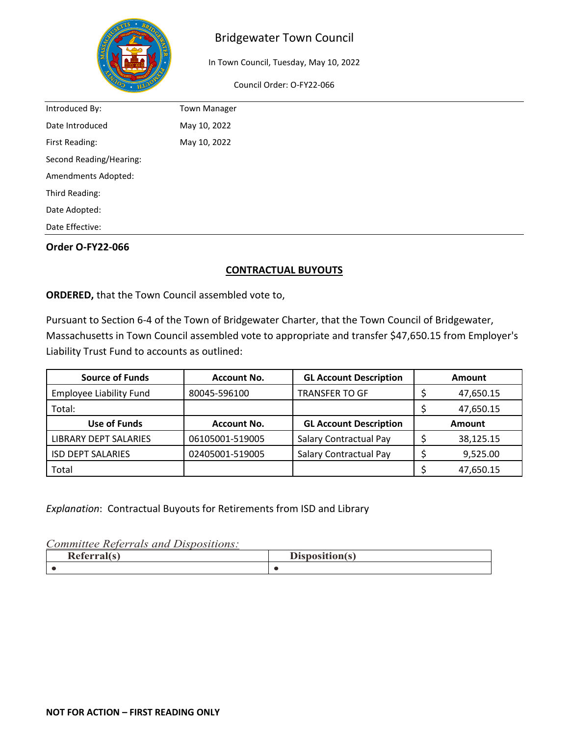# Bridgewater Town Council

In Town Council, Tuesday, May 10, 2022

Council Order: O-FY22-066

| | |
|---|---|
| Introduced By: | Town Manager |
| Date Introduced | May 10, 2022 |
| First Reading: | May 10, 2022 |
| Second Reading/Hearing: | |
| Amendments Adopted: | |
| Third Reading: | |
| Date Adopted: | |
| Date Effective: | |

**Order O-FY22-066**

## CONTRACTUAL BUYOUTS

**ORDERED,** that the Town Council assembled vote to,

Pursuant to Section 6-4 of the Town of Bridgewater Charter, that the Town Council of Bridgewater, Massachusetts in Town Council assembled vote to appropriate and transfer $47,650.15 from Employer's Liability Trust Fund to accounts as outlined:

| Source of Funds | Account No. | GL Account Description | Amount |
|---|---|---|---|
| Employee Liability Fund | 80045-596100 | TRANSFER TO GF | $ 47,650.15 |
| Total: | | | $ 47,650.15 |
| **Use of Funds** | **Account No.** | **GL Account Description** | **Amount** |
| LIBRARY DEPT SALARIES | 06105001-519005 | Salary Contractual Pay | $ 38,125.15 |
| ISD DEPT SALARIES | 02405001-519005 | Salary Contractual Pay | $ 9,525.00 |
| Total | | | $ 47,650.15 |

*Explanation*: Contractual Buyouts for Retirements from ISD and Library

*Committee Referrals and Dispositions:*

| Referral(s) | Disposition(s) |
|---|---|
| • | • |

**NOT FOR ACTION – FIRST READING ONLY**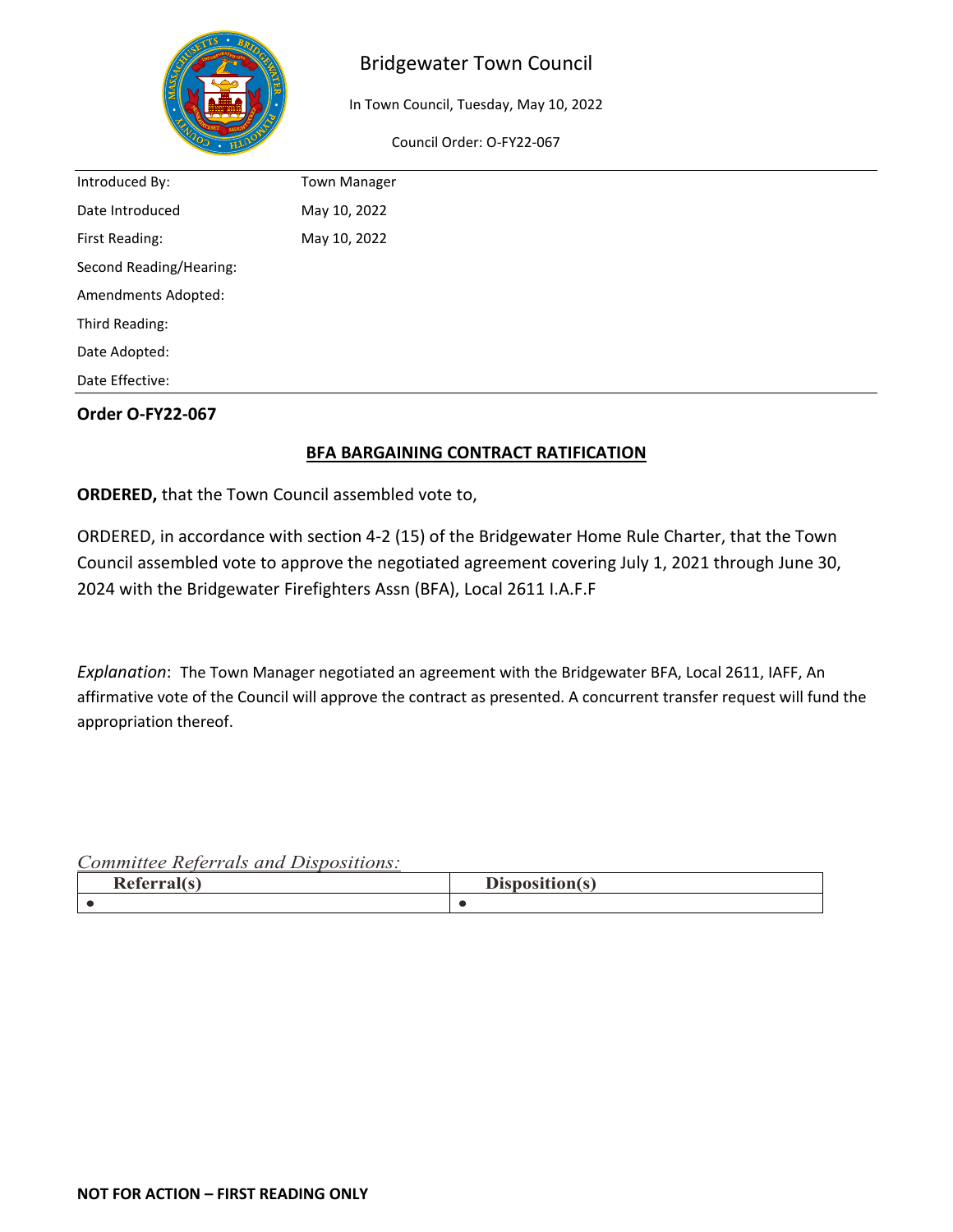# Bridgewater Town Council

In Town Council, Tuesday, May 10, 2022

Council Order: O-FY22-067

| | |
|---|---|
| Introduced By: | Town Manager |
| Date Introduced | May 10, 2022 |
| First Reading: | May 10, 2022 |
| Second Reading/Hearing: | |
| Amendments Adopted: | |
| Third Reading: | |
| Date Adopted: | |
| Date Effective: | |

**Order O-FY22-067**

## BFA BARGAINING CONTRACT RATIFICATION

**ORDERED,** that the Town Council assembled vote to,

ORDERED, in accordance with section 4-2 (15) of the Bridgewater Home Rule Charter, that the Town Council assembled vote to approve the negotiated agreement covering July 1, 2021 through June 30, 2024 with the Bridgewater Firefighters Assn (BFA), Local 2611 I.A.F.F

*Explanation*: The Town Manager negotiated an agreement with the Bridgewater BFA, Local 2611, IAFF, An affirmative vote of the Council will approve the contract as presented. A concurrent transfer request will fund the appropriation thereof.

*Committee Referrals and Dispositions:*

| Referral(s) | Disposition(s) |
|---|---|
| • | • |

**NOT FOR ACTION – FIRST READING ONLY**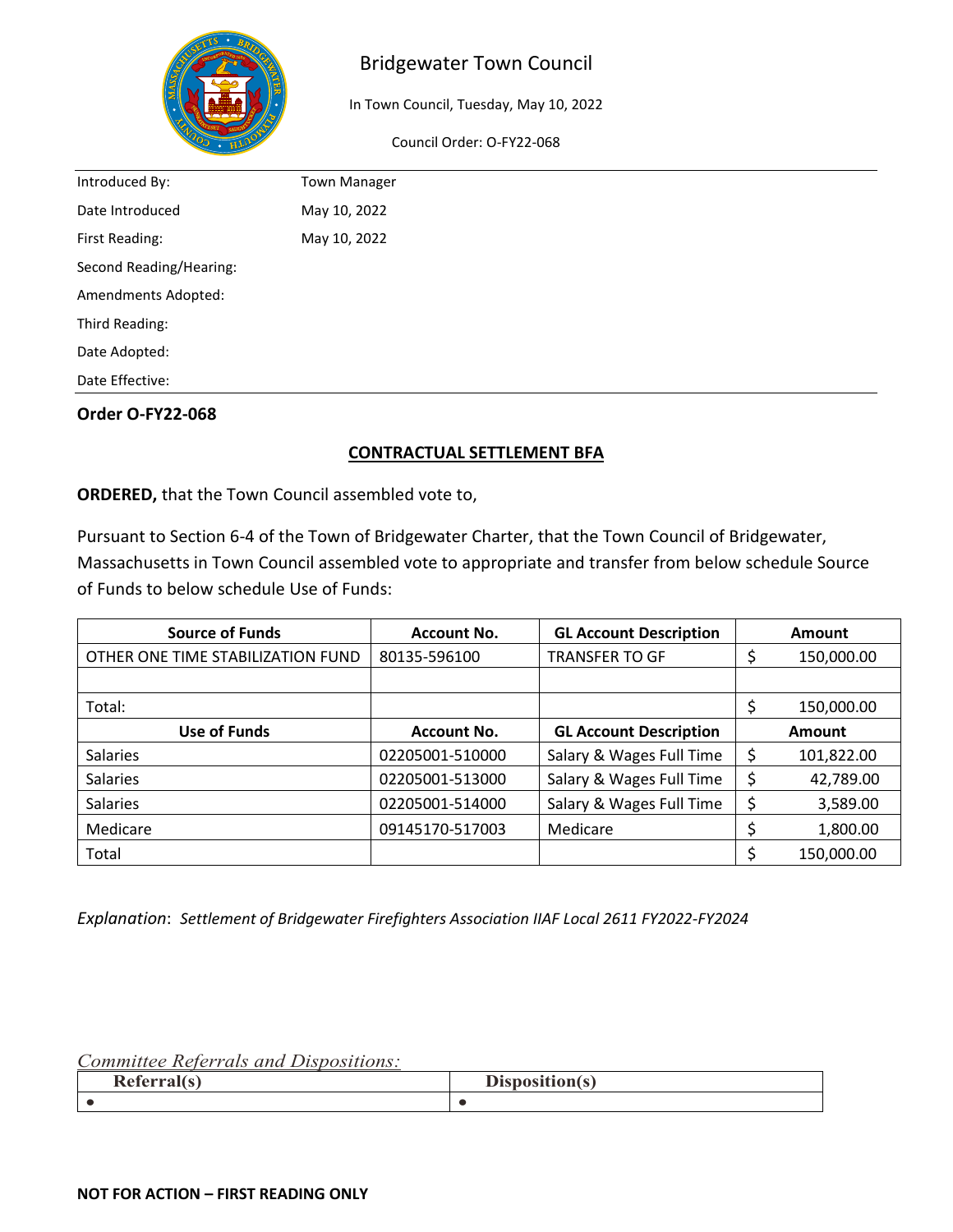# Bridgewater Town Council

In Town Council, Tuesday, May 10, 2022

Council Order: O-FY22-068

| | |
|---|---|
| Introduced By: | Town Manager |
| Date Introduced | May 10, 2022 |
| First Reading: | May 10, 2022 |
| Second Reading/Hearing: | |
| Amendments Adopted: | |
| Third Reading: | |
| Date Adopted: | |
| Date Effective: | |

**Order O-FY22-068**

## CONTRACTUAL SETTLEMENT BFA

**ORDERED,** that the Town Council assembled vote to,

Pursuant to Section 6-4 of the Town of Bridgewater Charter, that the Town Council of Bridgewater, Massachusetts in Town Council assembled vote to appropriate and transfer from below schedule Source of Funds to below schedule Use of Funds:

| Source of Funds | Account No. | GL Account Description | Amount |
|---|---|---|---|
| OTHER ONE TIME STABILIZATION FUND | 80135-596100 | TRANSFER TO GF | $ 150,000.00 |
| | | | |
| Total: | | | $ 150,000.00 |
| **Use of Funds** | **Account No.** | **GL Account Description** | **Amount** |
| Salaries | 02205001-510000 | Salary & Wages Full Time | $ 101,822.00 |
| Salaries | 02205001-513000 | Salary & Wages Full Time | $ 42,789.00 |
| Salaries | 02205001-514000 | Salary & Wages Full Time | $ 3,589.00 |
| Medicare | 09145170-517003 | Medicare | $ 1,800.00 |
| Total | | | $ 150,000.00 |

*Explanation*: *Settlement of Bridgewater Firefighters Association IIAF Local 2611 FY2022-FY2024*

*Committee Referrals and Dispositions:*

| Referral(s) | Disposition(s) |
|---|---|
| • | • |

**NOT FOR ACTION – FIRST READING ONLY**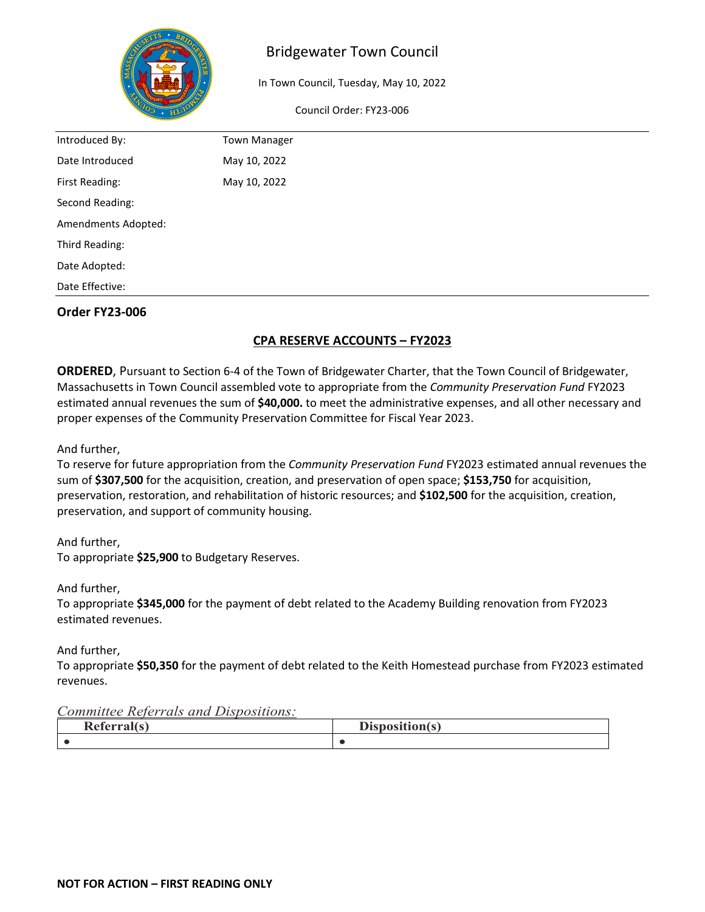Bridgewater Town Council

In Town Council, Tuesday, May 10, 2022

Council Order: FY23-006

| | |
|---|---|
| Introduced By: | Town Manager |
| Date Introduced | May 10, 2022 |
| First Reading: | May 10, 2022 |
| Second Reading: | |
| Amendments Adopted: | |
| Third Reading: | |
| Date Adopted: | |
| Date Effective: | |

**Order FY23-006**

## CPA RESERVE ACCOUNTS – FY2023

**ORDERED**, Pursuant to Section 6-4 of the Town of Bridgewater Charter, that the Town Council of Bridgewater, Massachusetts in Town Council assembled vote to appropriate from the *Community Preservation Fund* FY2023 estimated annual revenues the sum of **$40,000.** to meet the administrative expenses, and all other necessary and proper expenses of the Community Preservation Committee for Fiscal Year 2023.

And further,
To reserve for future appropriation from the *Community Preservation Fund* FY2023 estimated annual revenues the sum of **$307,500** for the acquisition, creation, and preservation of open space; **$153,750** for acquisition, preservation, restoration, and rehabilitation of historic resources; and **$102,500** for the acquisition, creation, preservation, and support of community housing.

And further,
To appropriate **$25,900** to Budgetary Reserves.

And further,
To appropriate **$345,000** for the payment of debt related to the Academy Building renovation from FY2023 estimated revenues.

And further,
To appropriate **$50,350** for the payment of debt related to the Keith Homestead purchase from FY2023 estimated revenues.

*Committee Referrals and Dispositions:*

| Referral(s) | Disposition(s) |
|---|---|
| • | • |

**NOT FOR ACTION – FIRST READING ONLY**